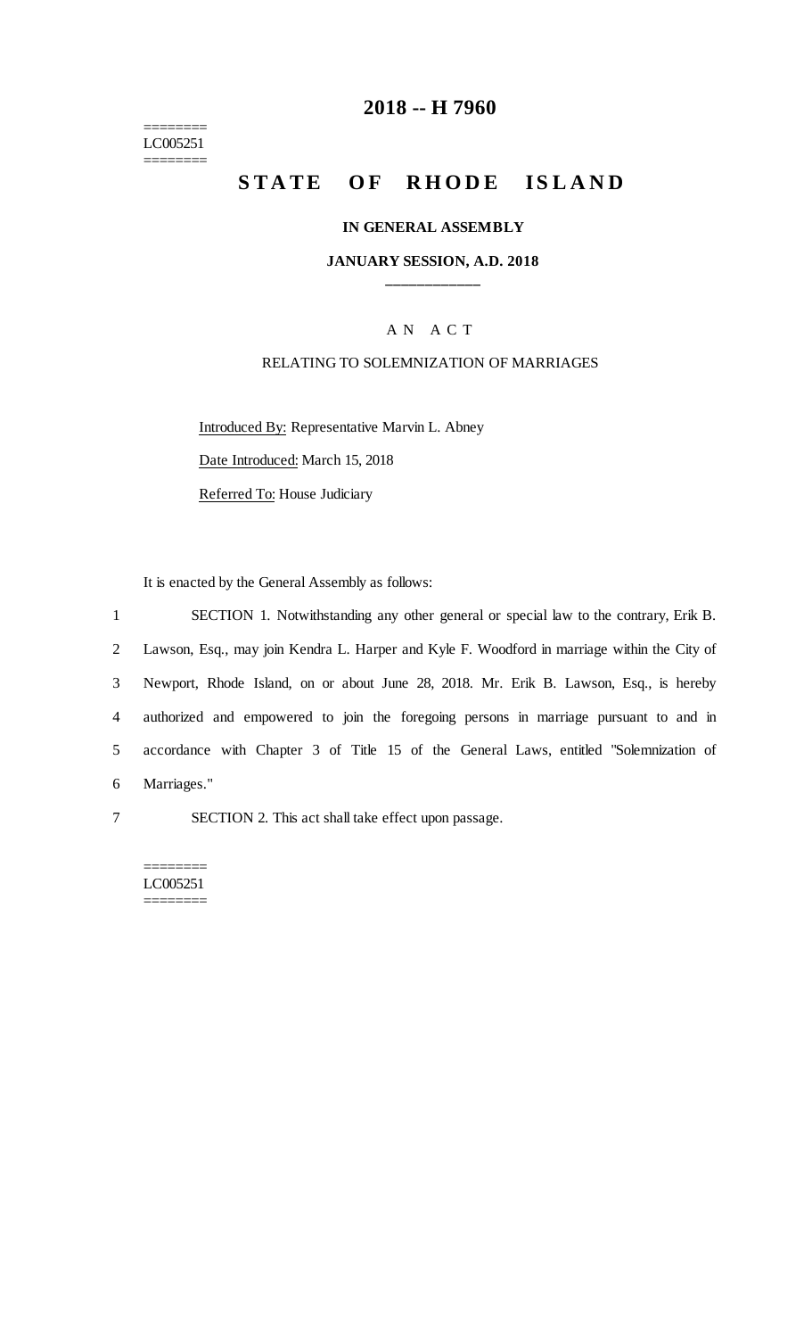========
LC005251
========

# 2018 -- H 7960

## STATE OF RHODE ISLAND

### IN GENERAL ASSEMBLY

### JANUARY SESSION, A.D. 2018

---

A N A C T

RELATING TO SOLEMNIZATION OF MARRIAGES

Introduced By: Representative Marvin L. Abney

Date Introduced: March 15, 2018

Referred To: House Judiciary

It is enacted by the General Assembly as follows:

1 SECTION 1. Notwithstanding any other general or special law to the contrary, Erik B.
2 Lawson, Esq., may join Kendra L. Harper and Kyle F. Woodford in marriage within the City of
3 Newport, Rhode Island, on or about June 28, 2018. Mr. Erik B. Lawson, Esq., is hereby
4 authorized and empowered to join the foregoing persons in marriage pursuant to and in
5 accordance with Chapter 3 of Title 15 of the General Laws, entitled "Solemnization of
6 Marriages."

7 SECTION 2. This act shall take effect upon passage.

========
LC005251
========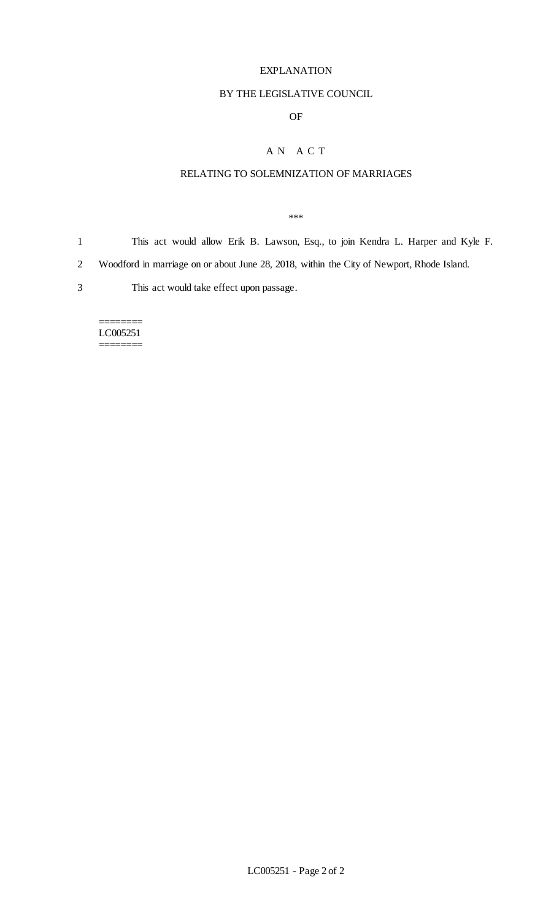EXPLANATION

BY THE LEGISLATIVE COUNCIL

OF

A N A C T

RELATING TO SOLEMNIZATION OF MARRIAGES

\*\*\*

1 This act would allow Erik B. Lawson, Esq., to join Kendra L. Harper and Kyle F.

2 Woodford in marriage on or about June 28, 2018, within the City of Newport, Rhode Island.

3 This act would take effect upon passage.

========
LC005251
========